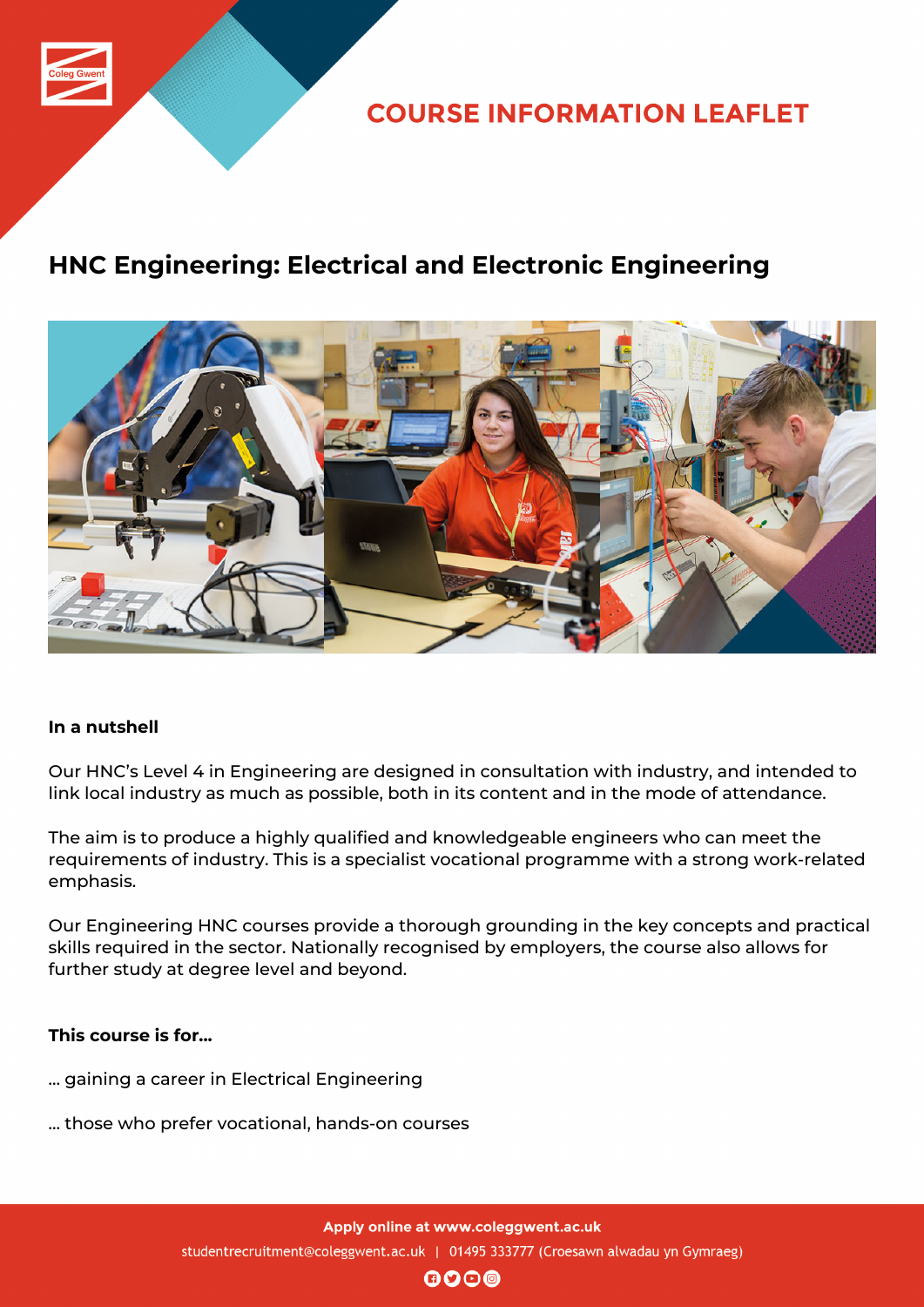# COURSE INFORMATION LEAFLET

## HNC Engineering: Electrical and Electronic Engineering

**In a nutshell**

Our HNC's Level 4 in Engineering are designed in consultation with industry, and intended to link local industry as much as possible, both in its content and in the mode of attendance.

The aim is to produce a highly qualified and knowledgeable engineers who can meet the requirements of industry. This is a specialist vocational programme with a strong work-related emphasis.

Our Engineering HNC courses provide a thorough grounding in the key concepts and practical skills required in the sector. Nationally recognised by employers, the course also allows for further study at degree level and beyond.

**This course is for...**

... gaining a career in Electrical Engineering

... those who prefer vocational, hands-on courses

**Apply online at www.coleggwent.ac.uk**

studentrecruitment@coleggwent.ac.uk | 01495 333777 (Croesawn alwadau yn Gymraeg)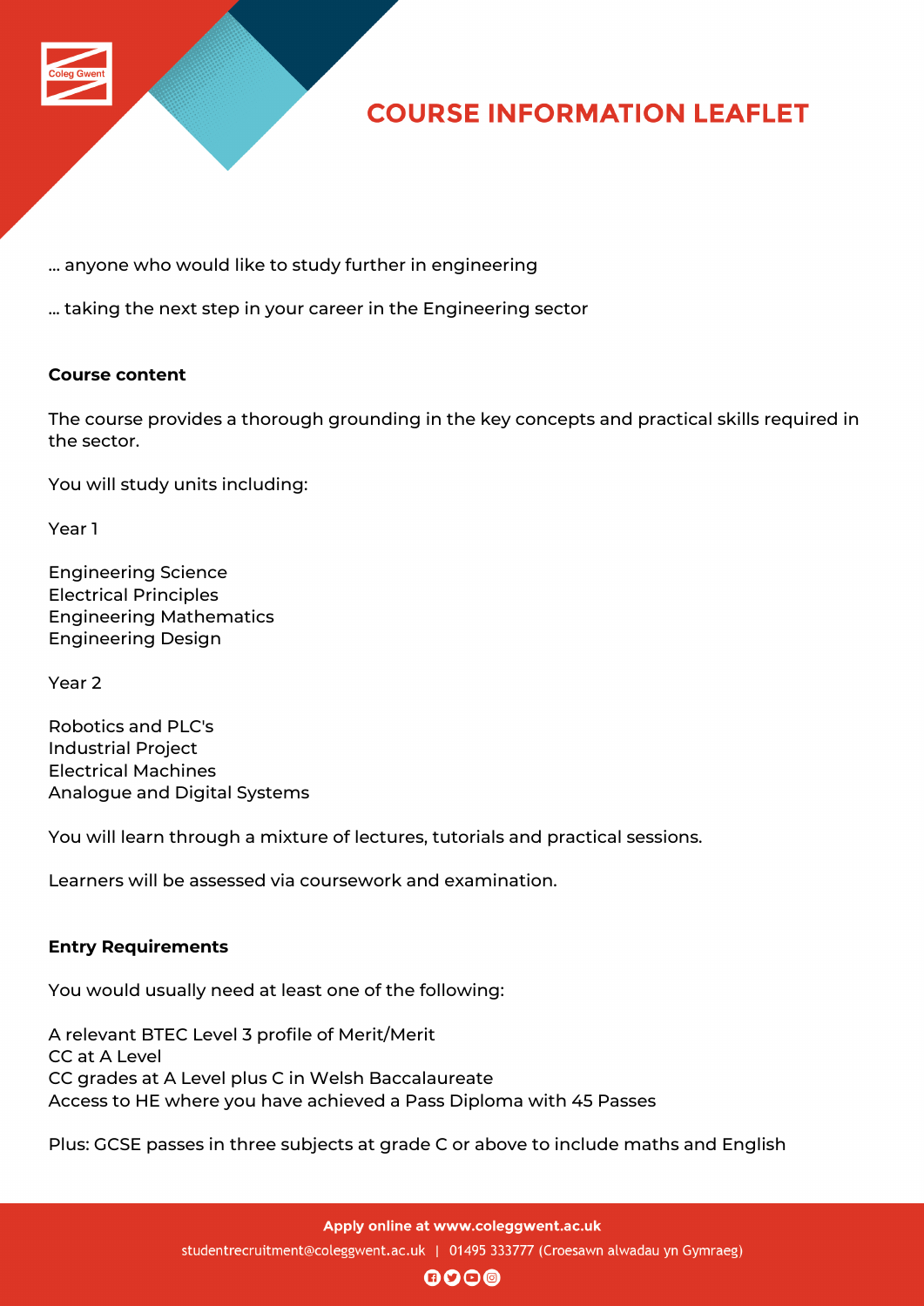... anyone who would like to study further in engineering

... taking the next step in your career in the Engineering sector

**Course content**

The course provides a thorough grounding in the key concepts and practical skills required in the sector.

You will study units including:

Year 1

Engineering Science
Electrical Principles
Engineering Mathematics
Engineering Design

Year 2

Robotics and PLC's
Industrial Project
Electrical Machines
Analogue and Digital Systems

You will learn through a mixture of lectures, tutorials and practical sessions.

Learners will be assessed via coursework and examination.

**Entry Requirements**

You would usually need at least one of the following:

A relevant BTEC Level 3 profile of Merit/Merit
CC at A Level
CC grades at A Level plus C in Welsh Baccalaureate
Access to HE where you have achieved a Pass Diploma with 45 Passes

Plus: GCSE passes in three subjects at grade C or above to include maths and English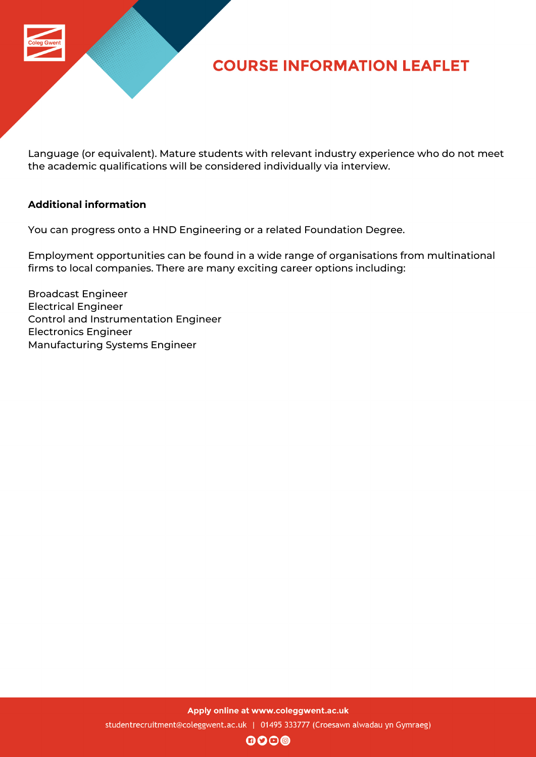Language (or equivalent). Mature students with relevant industry experience who do not meet the academic qualifications will be considered individually via interview.

**Additional information**

You can progress onto a HND Engineering or a related Foundation Degree.

Employment opportunities can be found in a wide range of organisations from multinational firms to local companies. There are many exciting career options including:

Broadcast Engineer
Electrical Engineer
Control and Instrumentation Engineer
Electronics Engineer
Manufacturing Systems Engineer